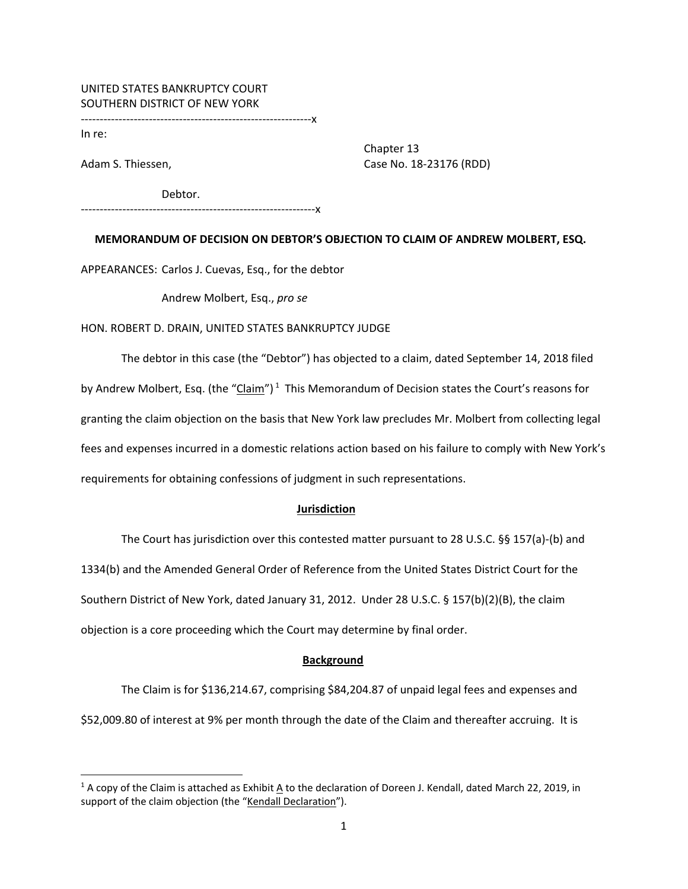UNITED STATES BANKRUPTCY COURT
SOUTHERN DISTRICT OF NEW YORK

---------------------------------------------------------------x

In re:

Adam S. Thiessen,

Debtor.

Chapter 13
Case No. 18-23176 (RDD)

---------------------------------------------------------------x

**MEMORANDUM OF DECISION ON DEBTOR'S OBJECTION TO CLAIM OF ANDREW MOLBERT, ESQ.**

APPEARANCES: Carlos J. Cuevas, Esq., for the debtor

Andrew Molbert, Esq., *pro se*

HON. ROBERT D. DRAIN, UNITED STATES BANKRUPTCY JUDGE

The debtor in this case (the "Debtor") has objected to a claim, dated September 14, 2018 filed by Andrew Molbert, Esq. (the "Claim")[1] This Memorandum of Decision states the Court's reasons for granting the claim objection on the basis that New York law precludes Mr. Molbert from collecting legal fees and expenses incurred in a domestic relations action based on his failure to comply with New York's requirements for obtaining confessions of judgment in such representations.

## Jurisdiction

The Court has jurisdiction over this contested matter pursuant to 28 U.S.C. §§ 157(a)-(b) and 1334(b) and the Amended General Order of Reference from the United States District Court for the Southern District of New York, dated January 31, 2012. Under 28 U.S.C. § 157(b)(2)(B), the claim objection is a core proceeding which the Court may determine by final order.

## Background

The Claim is for $136,214.67, comprising $84,204.87 of unpaid legal fees and expenses and $52,009.80 of interest at 9% per month through the date of the Claim and thereafter accruing. It is

[1] A copy of the Claim is attached as Exhibit A to the declaration of Doreen J. Kendall, dated March 22, 2019, in support of the claim objection (the "Kendall Declaration").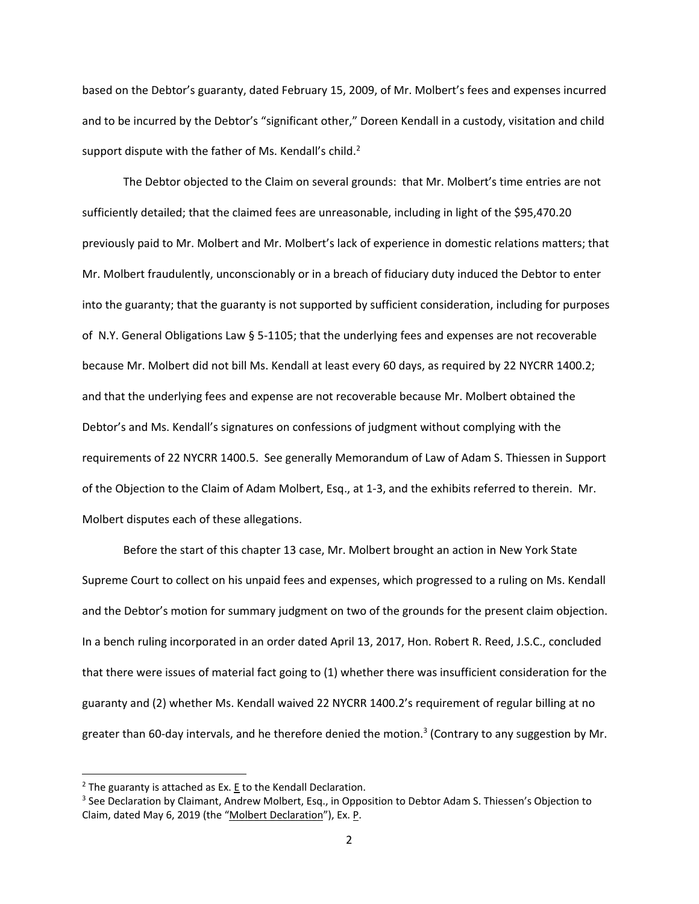based on the Debtor's guaranty, dated February 15, 2009, of Mr. Molbert's fees and expenses incurred and to be incurred by the Debtor's "significant other," Doreen Kendall in a custody, visitation and child support dispute with the father of Ms. Kendall's child.[2]

The Debtor objected to the Claim on several grounds: that Mr. Molbert's time entries are not sufficiently detailed; that the claimed fees are unreasonable, including in light of the $95,470.20 previously paid to Mr. Molbert and Mr. Molbert's lack of experience in domestic relations matters; that Mr. Molbert fraudulently, unconscionably or in a breach of fiduciary duty induced the Debtor to enter into the guaranty; that the guaranty is not supported by sufficient consideration, including for purposes of N.Y. General Obligations Law § 5-1105; that the underlying fees and expenses are not recoverable because Mr. Molbert did not bill Ms. Kendall at least every 60 days, as required by 22 NYCRR 1400.2; and that the underlying fees and expense are not recoverable because Mr. Molbert obtained the Debtor's and Ms. Kendall's signatures on confessions of judgment without complying with the requirements of 22 NYCRR 1400.5. See generally Memorandum of Law of Adam S. Thiessen in Support of the Objection to the Claim of Adam Molbert, Esq., at 1-3, and the exhibits referred to therein. Mr. Molbert disputes each of these allegations.

Before the start of this chapter 13 case, Mr. Molbert brought an action in New York State Supreme Court to collect on his unpaid fees and expenses, which progressed to a ruling on Ms. Kendall and the Debtor's motion for summary judgment on two of the grounds for the present claim objection. In a bench ruling incorporated in an order dated April 13, 2017, Hon. Robert R. Reed, J.S.C., concluded that there were issues of material fact going to (1) whether there was insufficient consideration for the guaranty and (2) whether Ms. Kendall waived 22 NYCRR 1400.2's requirement of regular billing at no greater than 60-day intervals, and he therefore denied the motion.[3] (Contrary to any suggestion by Mr.

---

[2] The guaranty is attached as Ex. E to the Kendall Declaration.

[3] See Declaration by Claimant, Andrew Molbert, Esq., in Opposition to Debtor Adam S. Thiessen's Objection to Claim, dated May 6, 2019 (the "Molbert Declaration"), Ex. P.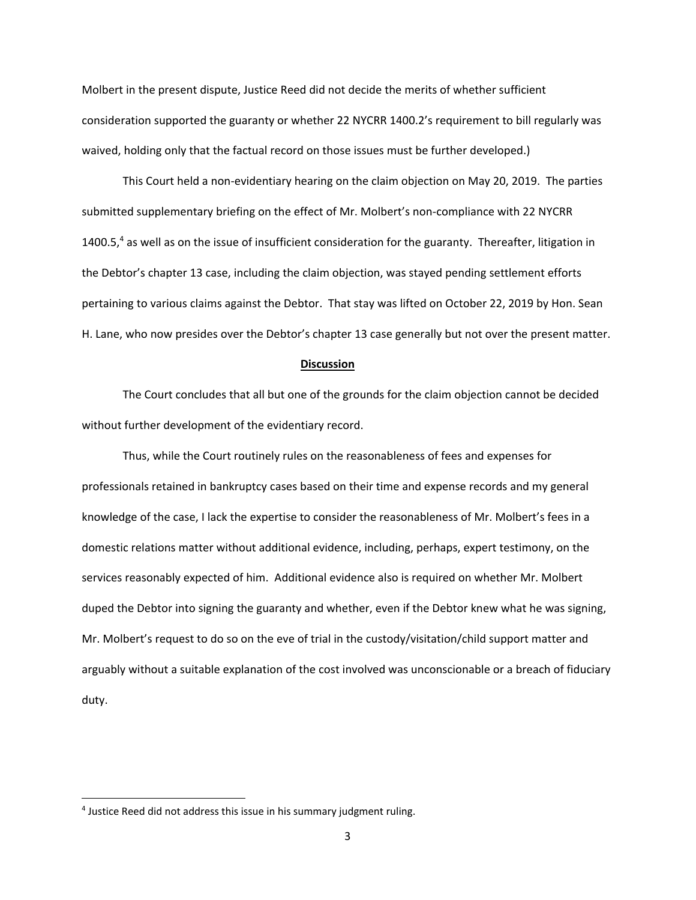Molbert in the present dispute, Justice Reed did not decide the merits of whether sufficient consideration supported the guaranty or whether 22 NYCRR 1400.2's requirement to bill regularly was waived, holding only that the factual record on those issues must be further developed.)

This Court held a non-evidentiary hearing on the claim objection on May 20, 2019. The parties submitted supplementary briefing on the effect of Mr. Molbert's non-compliance with 22 NYCRR 1400.5,[4] as well as on the issue of insufficient consideration for the guaranty. Thereafter, litigation in the Debtor's chapter 13 case, including the claim objection, was stayed pending settlement efforts pertaining to various claims against the Debtor. That stay was lifted on October 22, 2019 by Hon. Sean H. Lane, who now presides over the Debtor's chapter 13 case generally but not over the present matter.

**Discussion**

The Court concludes that all but one of the grounds for the claim objection cannot be decided without further development of the evidentiary record.

Thus, while the Court routinely rules on the reasonableness of fees and expenses for professionals retained in bankruptcy cases based on their time and expense records and my general knowledge of the case, I lack the expertise to consider the reasonableness of Mr. Molbert's fees in a domestic relations matter without additional evidence, including, perhaps, expert testimony, on the services reasonably expected of him. Additional evidence also is required on whether Mr. Molbert duped the Debtor into signing the guaranty and whether, even if the Debtor knew what he was signing, Mr. Molbert's request to do so on the eve of trial in the custody/visitation/child support matter and arguably without a suitable explanation of the cost involved was unconscionable or a breach of fiduciary duty.

[4] Justice Reed did not address this issue in his summary judgment ruling.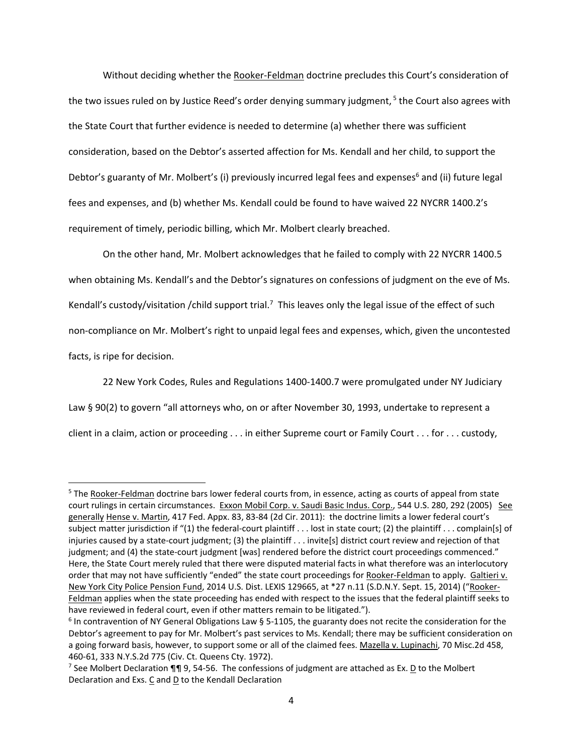Without deciding whether the Rooker-Feldman doctrine precludes this Court's consideration of the two issues ruled on by Justice Reed's order denying summary judgment, [5] the Court also agrees with the State Court that further evidence is needed to determine (a) whether there was sufficient consideration, based on the Debtor's asserted affection for Ms. Kendall and her child, to support the Debtor's guaranty of Mr. Molbert's (i) previously incurred legal fees and expenses[6] and (ii) future legal fees and expenses, and (b) whether Ms. Kendall could be found to have waived 22 NYCRR 1400.2's requirement of timely, periodic billing, which Mr. Molbert clearly breached.

On the other hand, Mr. Molbert acknowledges that he failed to comply with 22 NYCRR 1400.5 when obtaining Ms. Kendall's and the Debtor's signatures on confessions of judgment on the eve of Ms. Kendall's custody/visitation /child support trial.[7] This leaves only the legal issue of the effect of such non-compliance on Mr. Molbert's right to unpaid legal fees and expenses, which, given the uncontested facts, is ripe for decision.

22 New York Codes, Rules and Regulations 1400-1400.7 were promulgated under NY Judiciary Law § 90(2) to govern "all attorneys who, on or after November 30, 1993, undertake to represent a client in a claim, action or proceeding . . . in either Supreme court or Family Court . . . for . . . custody,

---

[5] The Rooker-Feldman doctrine bars lower federal courts from, in essence, acting as courts of appeal from state court rulings in certain circumstances. Exxon Mobil Corp. v. Saudi Basic Indus. Corp., 544 U.S. 280, 292 (2005) See generally Hense v. Martin, 417 Fed. Appx. 83, 83-84 (2d Cir. 2011): the doctrine limits a lower federal court's subject matter jurisdiction if "(1) the federal-court plaintiff . . . lost in state court; (2) the plaintiff . . . complain[s] of injuries caused by a state-court judgment; (3) the plaintiff . . . invite[s] district court review and rejection of that judgment; and (4) the state-court judgment [was] rendered before the district court proceedings commenced." Here, the State Court merely ruled that there were disputed material facts in what therefore was an interlocutory order that may not have sufficiently "ended" the state court proceedings for Rooker-Feldman to apply. Galtieri v. New York City Police Pension Fund, 2014 U.S. Dist. LEXIS 129665, at *27 n.11 (S.D.N.Y. Sept. 15, 2014) ("Rooker-Feldman applies when the state proceeding has ended with respect to the issues that the federal plaintiff seeks to have reviewed in federal court, even if other matters remain to be litigated.").

[6] In contravention of NY General Obligations Law § 5-1105, the guaranty does not recite the consideration for the Debtor's agreement to pay for Mr. Molbert's past services to Ms. Kendall; there may be sufficient consideration on a going forward basis, however, to support some or all of the claimed fees. Mazella v. Lupinachi, 70 Misc.2d 458, 460-61, 333 N.Y.S.2d 775 (Civ. Ct. Queens Cty. 1972).

[7] See Molbert Declaration ¶¶ 9, 54-56. The confessions of judgment are attached as Ex. D to the Molbert Declaration and Exs. C and D to the Kendall Declaration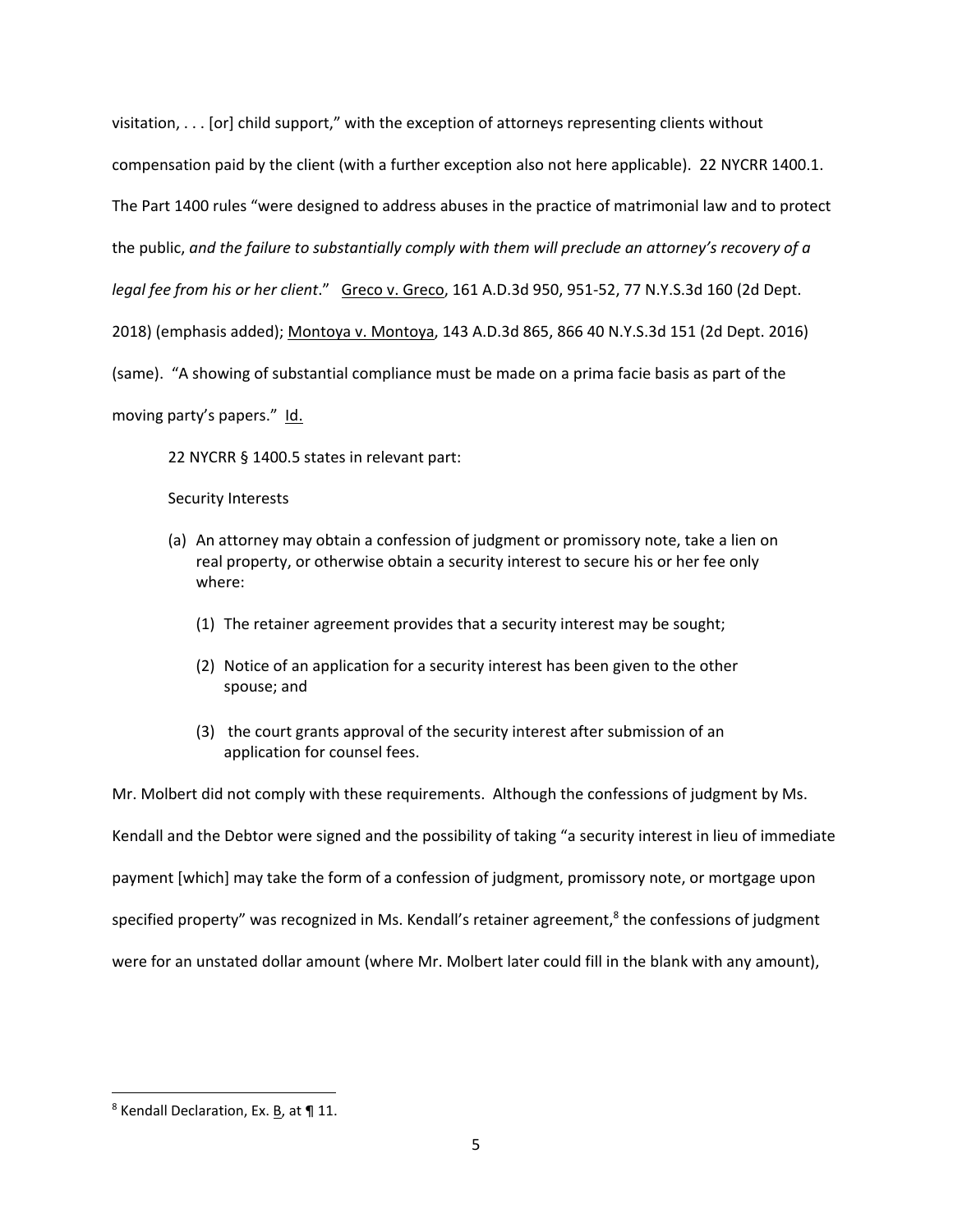visitation, . . . [or] child support," with the exception of attorneys representing clients without compensation paid by the client (with a further exception also not here applicable). 22 NYCRR 1400.1. The Part 1400 rules "were designed to address abuses in the practice of matrimonial law and to protect the public, *and the failure to substantially comply with them will preclude an attorney's recovery of a legal fee from his or her client*." Greco v. Greco, 161 A.D.3d 950, 951-52, 77 N.Y.S.3d 160 (2d Dept. 2018) (emphasis added); Montoya v. Montoya, 143 A.D.3d 865, 866 40 N.Y.S.3d 151 (2d Dept. 2016) (same). "A showing of substantial compliance must be made on a prima facie basis as part of the moving party's papers." Id.

22 NYCRR § 1400.5 states in relevant part:

Security Interests

(a) An attorney may obtain a confession of judgment or promissory note, take a lien on real property, or otherwise obtain a security interest to secure his or her fee only where:

   (1) The retainer agreement provides that a security interest may be sought;

   (2) Notice of an application for a security interest has been given to the other spouse; and

   (3) the court grants approval of the security interest after submission of an application for counsel fees.

Mr. Molbert did not comply with these requirements. Although the confessions of judgment by Ms. Kendall and the Debtor were signed and the possibility of taking "a security interest in lieu of immediate payment [which] may take the form of a confession of judgment, promissory note, or mortgage upon specified property" was recognized in Ms. Kendall's retainer agreement,[8] the confessions of judgment were for an unstated dollar amount (where Mr. Molbert later could fill in the blank with any amount),

[8] Kendall Declaration, Ex. B, at ¶ 11.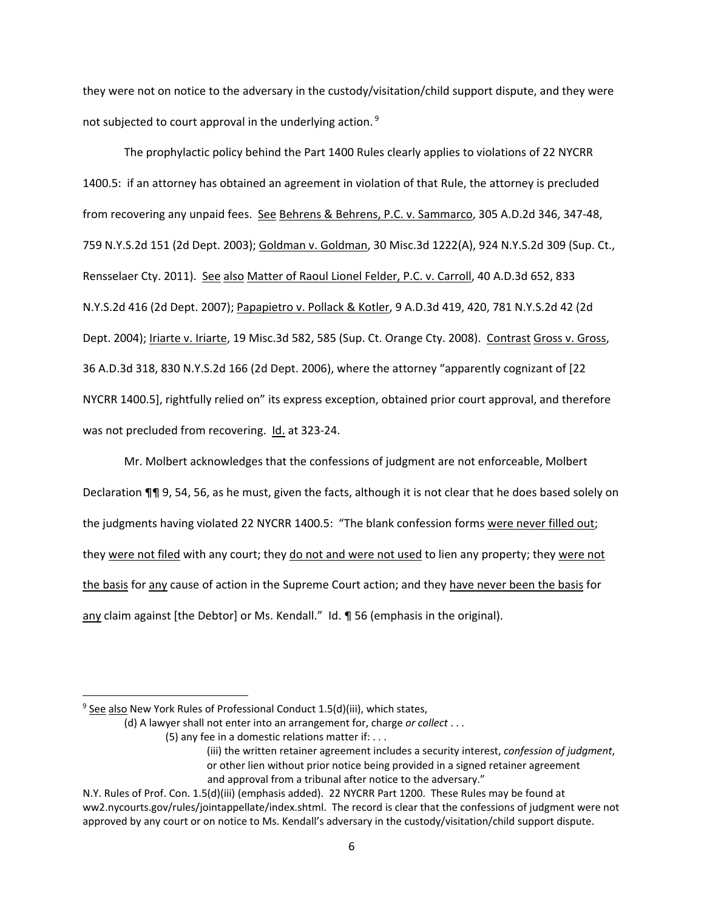they were not on notice to the adversary in the custody/visitation/child support dispute, and they were not subjected to court approval in the underlying action.[9]

The prophylactic policy behind the Part 1400 Rules clearly applies to violations of 22 NYCRR 1400.5: if an attorney has obtained an agreement in violation of that Rule, the attorney is precluded from recovering any unpaid fees. See Behrens & Behrens, P.C. v. Sammarco, 305 A.D.2d 346, 347-48, 759 N.Y.S.2d 151 (2d Dept. 2003); Goldman v. Goldman, 30 Misc.3d 1222(A), 924 N.Y.S.2d 309 (Sup. Ct., Rensselaer Cty. 2011). See also Matter of Raoul Lionel Felder, P.C. v. Carroll, 40 A.D.3d 652, 833 N.Y.S.2d 416 (2d Dept. 2007); Papapietro v. Pollack & Kotler, 9 A.D.3d 419, 420, 781 N.Y.S.2d 42 (2d Dept. 2004); Iriarte v. Iriarte, 19 Misc.3d 582, 585 (Sup. Ct. Orange Cty. 2008). Contrast Gross v. Gross, 36 A.D.3d 318, 830 N.Y.S.2d 166 (2d Dept. 2006), where the attorney "apparently cognizant of [22 NYCRR 1400.5], rightfully relied on" its express exception, obtained prior court approval, and therefore was not precluded from recovering. Id. at 323-24.

Mr. Molbert acknowledges that the confessions of judgment are not enforceable, Molbert Declaration ¶¶ 9, 54, 56, as he must, given the facts, although it is not clear that he does based solely on the judgments having violated 22 NYCRR 1400.5: "The blank confession forms were never filled out; they were not filed with any court; they do not and were not used to lien any property; they were not the basis for any cause of action in the Supreme Court action; and they have never been the basis for any claim against [the Debtor] or Ms. Kendall." Id. ¶ 56 (emphasis in the original).

---

[9] See also New York Rules of Professional Conduct 1.5(d)(iii), which states,

> (d) A lawyer shall not enter into an arrangement for, charge *or collect* . . .
>
> > (5) any fee in a domestic relations matter if: . . .
> >
> > > (iii) the written retainer agreement includes a security interest, *confession of judgment*, or other lien without prior notice being provided in a signed retainer agreement and approval from a tribunal after notice to the adversary."

N.Y. Rules of Prof. Con. 1.5(d)(iii) (emphasis added). 22 NYCRR Part 1200. These Rules may be found at ww2.nycourts.gov/rules/jointappellate/index.shtml. The record is clear that the confessions of judgment were not approved by any court or on notice to Ms. Kendall's adversary in the custody/visitation/child support dispute.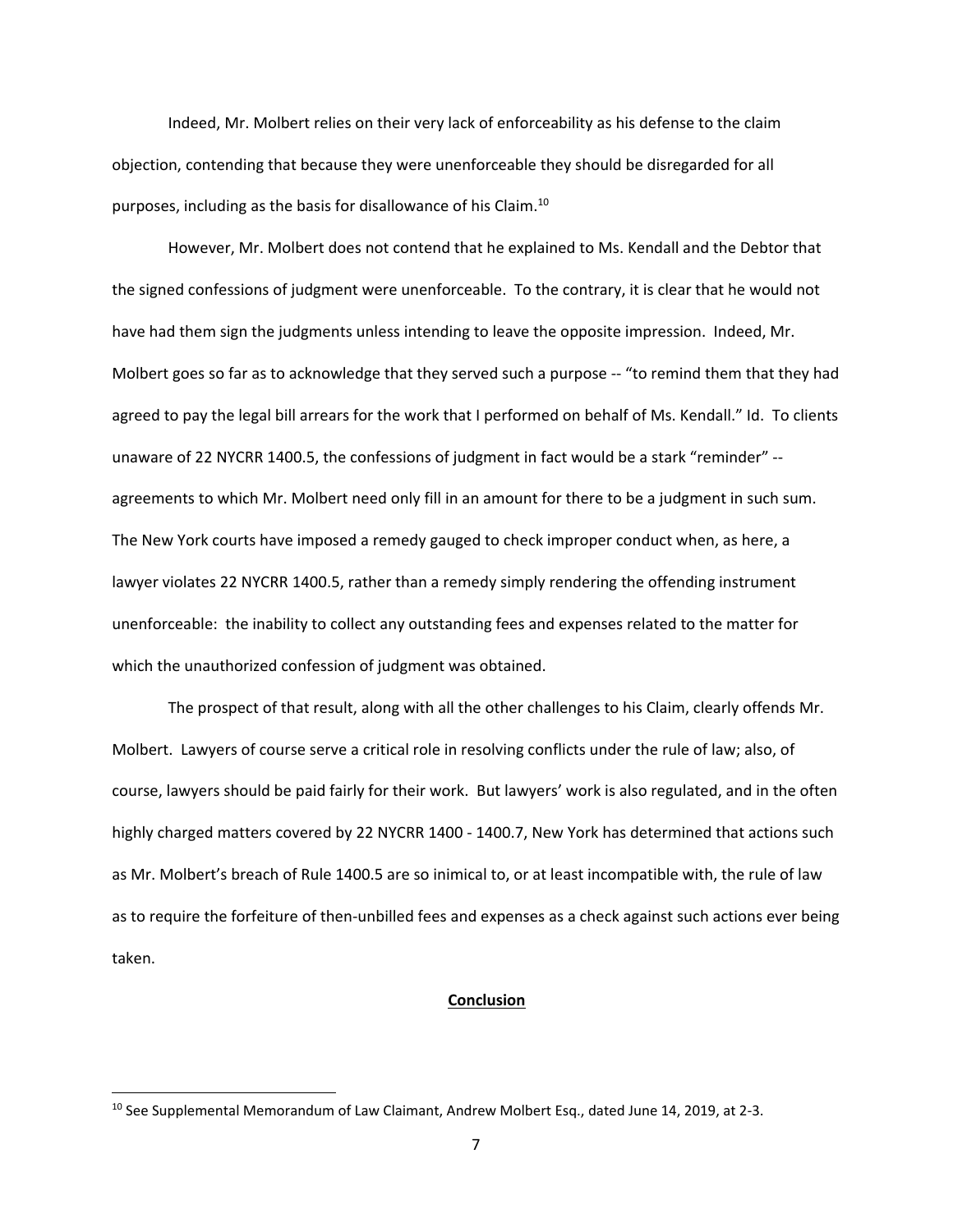Indeed, Mr. Molbert relies on their very lack of enforceability as his defense to the claim objection, contending that because they were unenforceable they should be disregarded for all purposes, including as the basis for disallowance of his Claim.[10]

However, Mr. Molbert does not contend that he explained to Ms. Kendall and the Debtor that the signed confessions of judgment were unenforceable. To the contrary, it is clear that he would not have had them sign the judgments unless intending to leave the opposite impression. Indeed, Mr. Molbert goes so far as to acknowledge that they served such a purpose -- "to remind them that they had agreed to pay the legal bill arrears for the work that I performed on behalf of Ms. Kendall." Id. To clients unaware of 22 NYCRR 1400.5, the confessions of judgment in fact would be a stark "reminder" -- agreements to which Mr. Molbert need only fill in an amount for there to be a judgment in such sum. The New York courts have imposed a remedy gauged to check improper conduct when, as here, a lawyer violates 22 NYCRR 1400.5, rather than a remedy simply rendering the offending instrument unenforceable: the inability to collect any outstanding fees and expenses related to the matter for which the unauthorized confession of judgment was obtained.

The prospect of that result, along with all the other challenges to his Claim, clearly offends Mr. Molbert. Lawyers of course serve a critical role in resolving conflicts under the rule of law; also, of course, lawyers should be paid fairly for their work. But lawyers' work is also regulated, and in the often highly charged matters covered by 22 NYCRR 1400 - 1400.7, New York has determined that actions such as Mr. Molbert's breach of Rule 1400.5 are so inimical to, or at least incompatible with, the rule of law as to require the forfeiture of then-unbilled fees and expenses as a check against such actions ever being taken.

## Conclusion

[10] See Supplemental Memorandum of Law Claimant, Andrew Molbert Esq., dated June 14, 2019, at 2-3.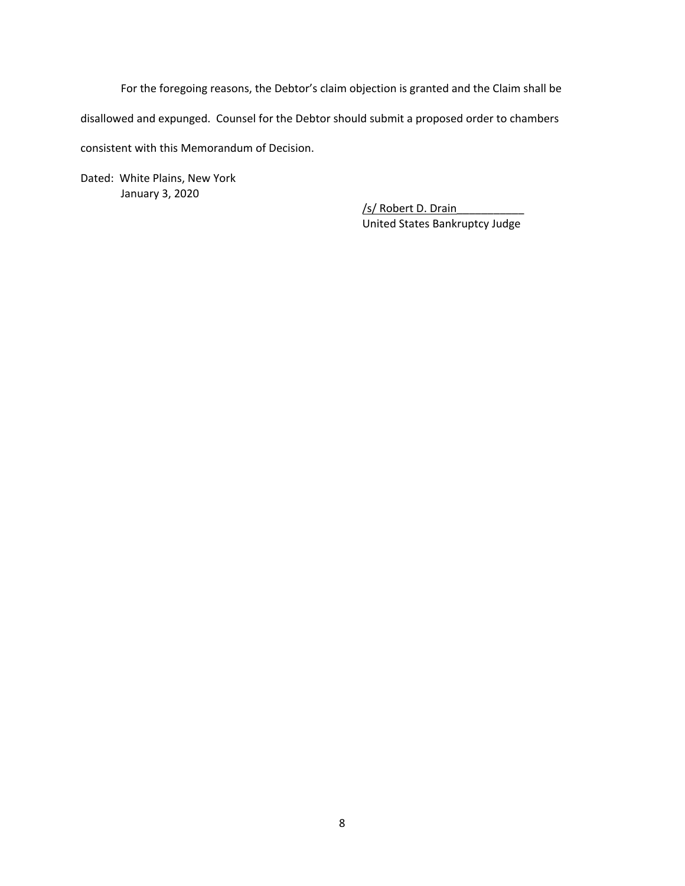For the foregoing reasons, the Debtor's claim objection is granted and the Claim shall be disallowed and expunged. Counsel for the Debtor should submit a proposed order to chambers consistent with this Memorandum of Decision.

Dated: White Plains, New York
January 3, 2020

/s/ Robert D. Drain___________
United States Bankruptcy Judge